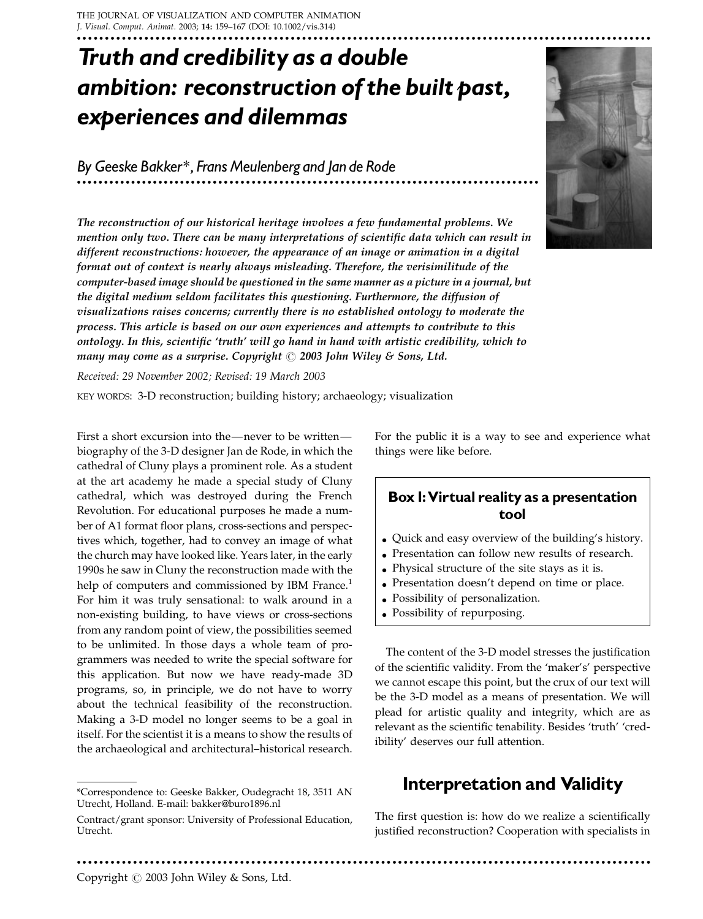# Truth and credibility as a double ambition: reconstruction of the built past, experiences and dilemmas

## By Geeske Bakker*, Frans Meulenberg and Jan de Rode

***The reconstruction of our historical heritage involves a few fundamental problems. We mention only two. There can be many interpretations of scientific data which can result in different reconstructions: however, the appearance of an image or animation in a digital format out of context is nearly always misleading. Therefore, the verisimilitude of the computer-based image should be questioned in the same manner as a picture in a journal, but the digital medium seldom facilitates this questioning. Furthermore, the diffusion of visualizations raises concerns; currently there is no established ontology to moderate the process. This article is based on our own experiences and attempts to contribute to this ontology. In this, scientific 'truth' will go hand in hand with artistic credibility, which to many may come as a surprise. Copyright © 2003 John Wiley & Sons, Ltd.***

*Received: 29 November 2002; Revised: 19 March 2003*

KEY WORDS: 3-D reconstruction; building history; archaeology; visualization

First a short excursion into the—never to be written—biography of the 3-D designer Jan de Rode, in which the cathedral of Cluny plays a prominent role. As a student at the art academy he made a special study of Cluny cathedral, which was destroyed during the French Revolution. For educational purposes he made a number of A1 format floor plans, cross-sections and perspectives which, together, had to convey an image of what the church may have looked like. Years later, in the early 1990s he saw in Cluny the reconstruction made with the help of computers and commissioned by IBM France.[1] For him it was truly sensational: to walk around in a non-existing building, to have views or cross-sections from any random point of view, the possibilities seemed to be unlimited. In those days a whole team of programmers was needed to write the special software for this application. But now we have ready-made 3D programs, so, in principle, we do not have to worry about the technical feasibility of the reconstruction. Making a 3-D model no longer seems to be a goal in itself. For the scientist it is a means to show the results of the archaeological and architectural–historical research. For the public it is a way to see and experience what things were like before.

> **Box I: Virtual reality as a presentation tool**
>
> - Quick and easy overview of the building's history.
> - Presentation can follow new results of research.
> - Physical structure of the site stays as it is.
> - Presentation doesn't depend on time or place.
> - Possibility of personalization.
> - Possibility of repurposing.

The content of the 3-D model stresses the justification of the scientific validity. From the 'maker's' perspective we cannot escape this point, but the crux of our text will be the 3-D model as a means of presentation. We will plead for artistic quality and integrity, which are as relevant as the scientific tenability. Besides 'truth' 'credibility' deserves our full attention.

## Interpretation and Validity

The first question is: how do we realize a scientifically justified reconstruction? Cooperation with specialists in

---

*Correspondence to: Geeske Bakker, Oudegracht 18, 3511 AN Utrecht, Holland. E-mail: bakker@buro1896.nl

Contract/grant sponsor: University of Professional Education, Utrecht.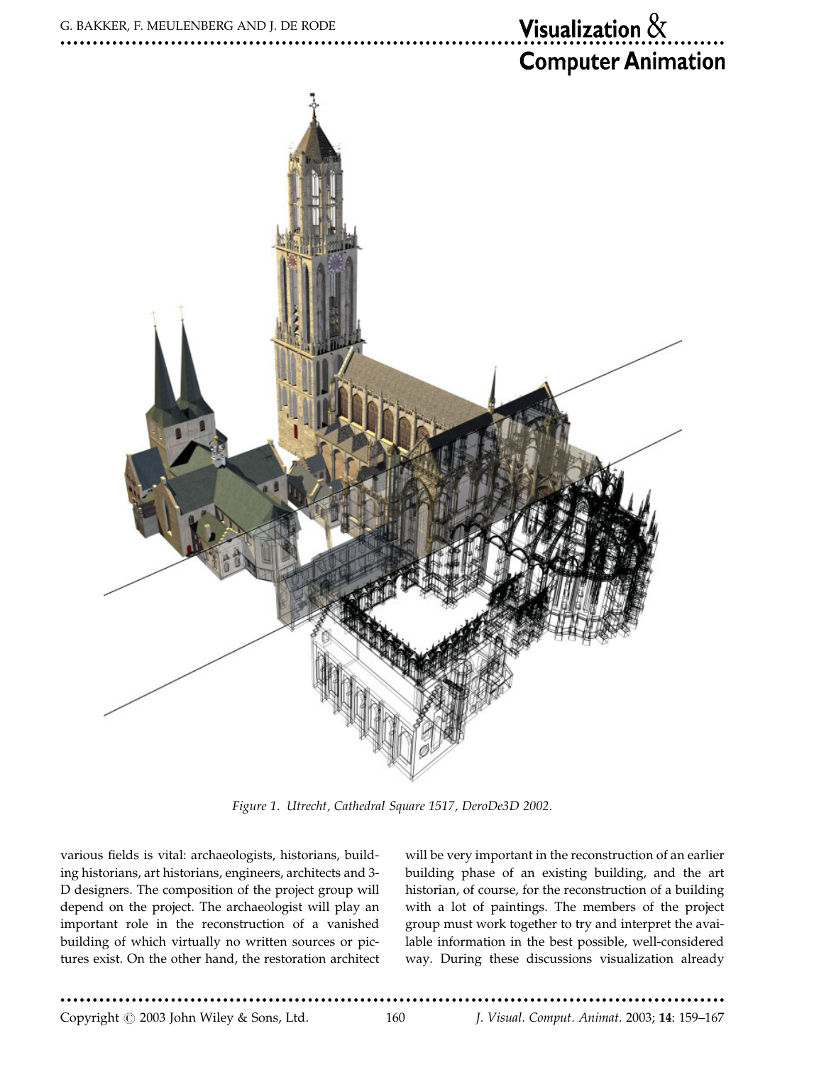Figure 1. Utrecht, Cathedral Square 1517, DeroDe3D 2002.

various fields is vital: archaeologists, historians, building historians, art historians, engineers, architects and 3-D designers. The composition of the project group will depend on the project. The archaeologist will play an important role in the reconstruction of a vanished building of which virtually no written sources or pictures exist. On the other hand, the restoration architect will be very important in the reconstruction of an earlier building phase of an existing building, and the art historian, of course, for the reconstruction of a building with a lot of paintings. The members of the project group must work together to try and interpret the available information in the best possible, well-considered way. During these discussions visualization already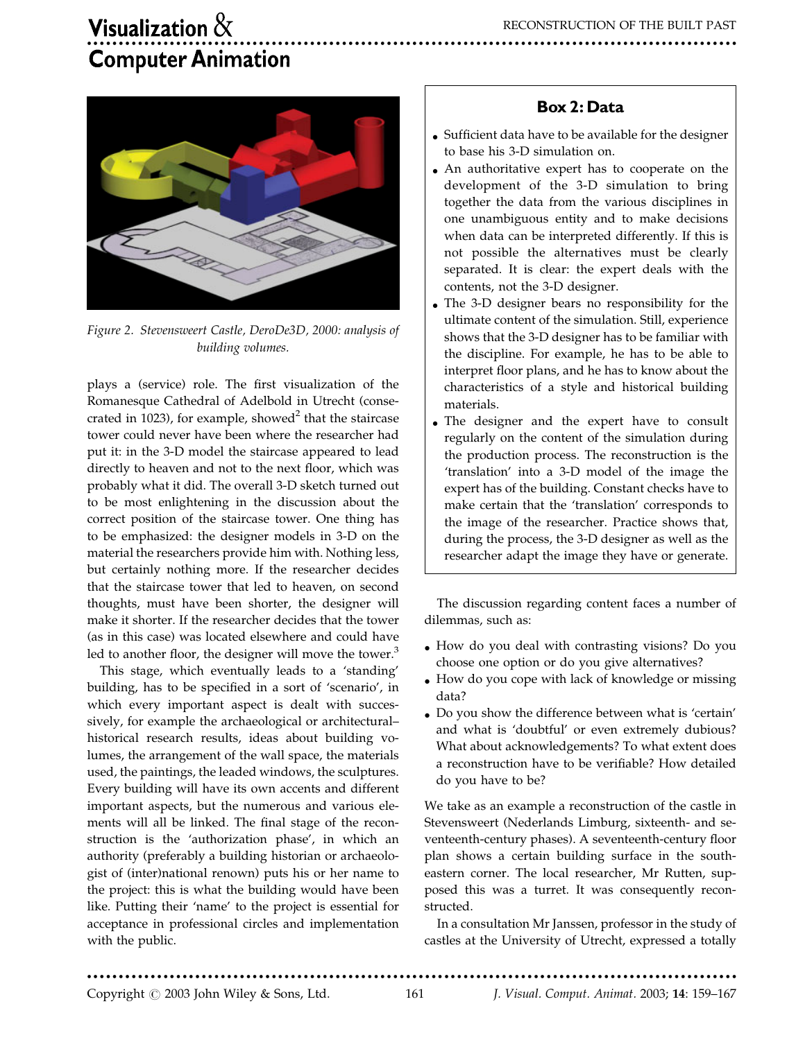*Figure 2. Stevensweert Castle, DeroDe3D, 2000: analysis of building volumes.*

plays a (service) role. The first visualization of the Romanesque Cathedral of Adelbold in Utrecht (consecrated in 1023), for example, showed[2] that the staircase tower could never have been where the researcher had put it: in the 3-D model the staircase appeared to lead directly to heaven and not to the next floor, which was probably what it did. The overall 3-D sketch turned out to be most enlightening in the discussion about the correct position of the staircase tower. One thing has to be emphasized: the designer models in 3-D on the material the researchers provide him with. Nothing less, but certainly nothing more. If the researcher decides that the staircase tower that led to heaven, on second thoughts, must have been shorter, the designer will make it shorter. If the researcher decides that the tower (as in this case) was located elsewhere and could have led to another floor, the designer will move the tower.[3]

This stage, which eventually leads to a 'standing' building, has to be specified in a sort of 'scenario', in which every important aspect is dealt with successively, for example the archaeological or architectural–historical research results, ideas about building volumes, the arrangement of the wall space, the materials used, the paintings, the leaded windows, the sculptures. Every building will have its own accents and different important aspects, but the numerous and various elements will all be linked. The final stage of the reconstruction is the 'authorization phase', in which an authority (preferably a building historian or archaeologist of (inter)national renown) puts his or her name to the project: this is what the building would have been like. Putting their 'name' to the project is essential for acceptance in professional circles and implementation with the public.

> **Box 2: Data**
>
> - Sufficient data have to be available for the designer to base his 3-D simulation on.
> - An authoritative expert has to cooperate on the development of the 3-D simulation to bring together the data from the various disciplines in one unambiguous entity and to make decisions when data can be interpreted differently. If this is not possible the alternatives must be clearly separated. It is clear: the expert deals with the contents, not the 3-D designer.
> - The 3-D designer bears no responsibility for the ultimate content of the simulation. Still, experience shows that the 3-D designer has to be familiar with the discipline. For example, he has to be able to interpret floor plans, and he has to know about the characteristics of a style and historical building materials.
> - The designer and the expert have to consult regularly on the content of the simulation during the production process. The reconstruction is the 'translation' into a 3-D model of the image the expert has of the building. Constant checks have to make certain that the 'translation' corresponds to the image of the researcher. Practice shows that, during the process, the 3-D designer as well as the researcher adapt the image they have or generate.

The discussion regarding content faces a number of dilemmas, such as:

- How do you deal with contrasting visions? Do you choose one option or do you give alternatives?
- How do you cope with lack of knowledge or missing data?
- Do you show the difference between what is 'certain' and what is 'doubtful' or even extremely dubious? What about acknowledgements? To what extent does a reconstruction have to be verifiable? How detailed do you have to be?

We take as an example a reconstruction of the castle in Stevensweert (Nederlands Limburg, sixteenth- and seventeenth-century phases). A seventeenth-century floor plan shows a certain building surface in the south-eastern corner. The local researcher, Mr Rutten, supposed this was a turret. It was consequently reconstructed.

In a consultation Mr Janssen, professor in the study of castles at the University of Utrecht, expressed a totally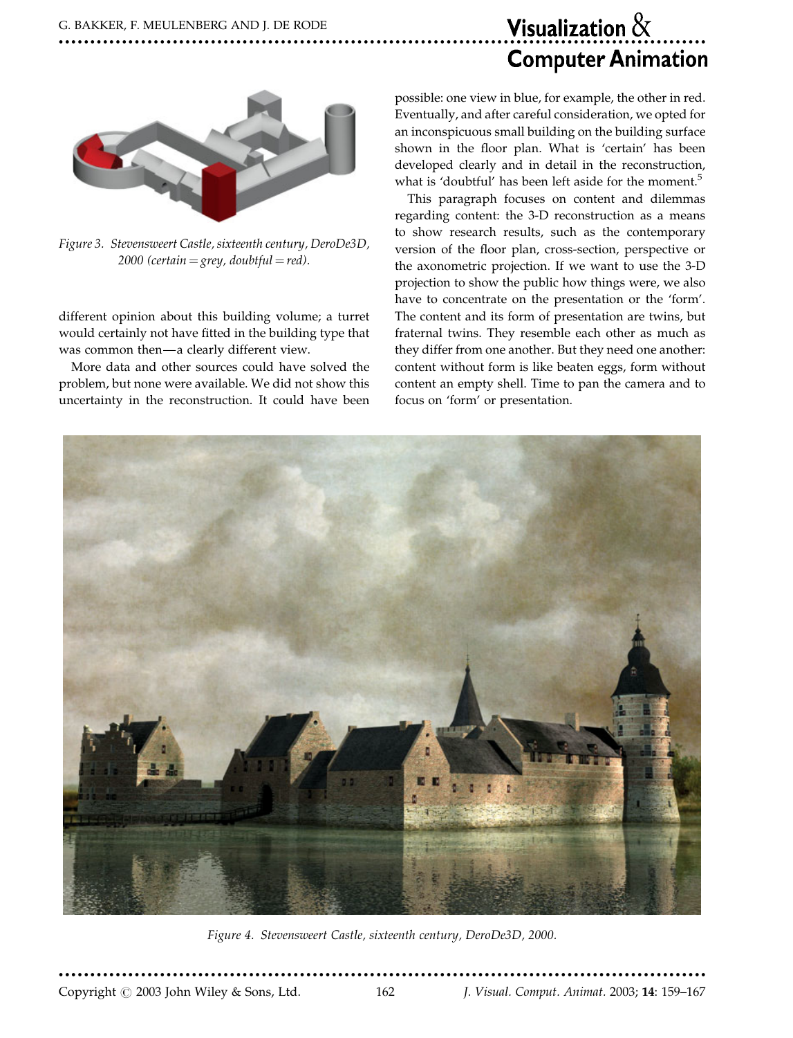Figure 3. Stevensweert Castle, sixteenth century, DeroDe3D, 2000 (certain = grey, doubtful = red).

different opinion about this building volume; a turret would certainly not have fitted in the building type that was common then—a clearly different view.

More data and other sources could have solved the problem, but none were available. We did not show this uncertainty in the reconstruction. It could have been possible: one view in blue, for example, the other in red. Eventually, and after careful consideration, we opted for an inconspicuous small building on the building surface shown in the floor plan. What is 'certain' has been developed clearly and in detail in the reconstruction, what is 'doubtful' has been left aside for the moment.[5]

This paragraph focuses on content and dilemmas regarding content: the 3-D reconstruction as a means to show research results, such as the contemporary version of the floor plan, cross-section, perspective or the axonometric projection. If we want to use the 3-D projection to show the public how things were, we also have to concentrate on the presentation or the 'form'. The content and its form of presentation are twins, but fraternal twins. They resemble each other as much as they differ from one another. But they need one another: content without form is like beaten eggs, form without content an empty shell. Time to pan the camera and to focus on 'form' or presentation.

Figure 4. Stevensweert Castle, sixteenth century, DeroDe3D, 2000.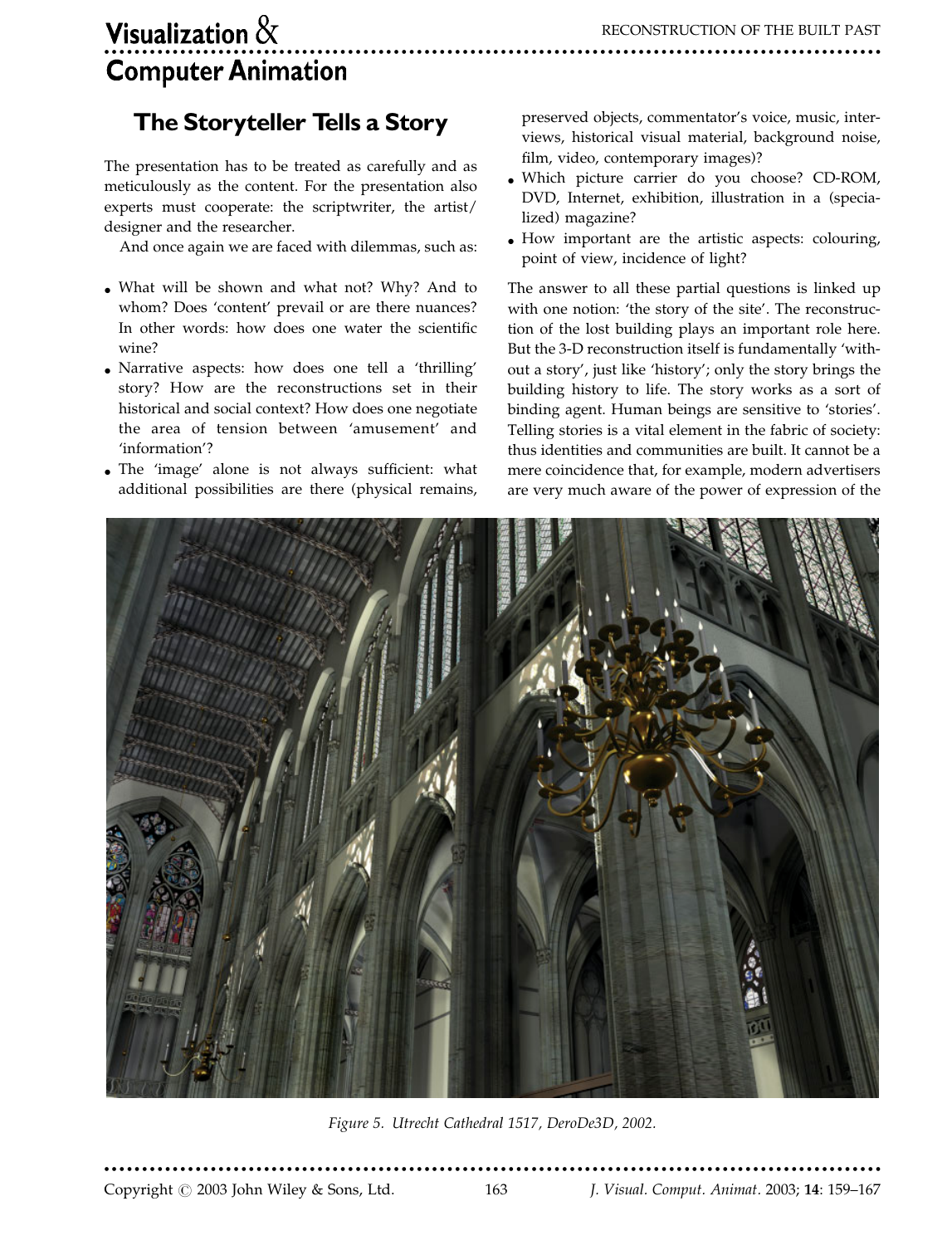## The Storyteller Tells a Story

The presentation has to be treated as carefully and as meticulously as the content. For the presentation also experts must cooperate: the scriptwriter, the artist/designer and the researcher.

And once again we are faced with dilemmas, such as:

- What will be shown and what not? Why? And to whom? Does 'content' prevail or are there nuances? In other words: how does one water the scientific wine?
- Narrative aspects: how does one tell a 'thrilling' story? How are the reconstructions set in their historical and social context? How does one negotiate the area of tension between 'amusement' and 'information'?
- The 'image' alone is not always sufficient: what additional possibilities are there (physical remains, preserved objects, commentator's voice, music, interviews, historical visual material, background noise, film, video, contemporary images)?
- Which picture carrier do you choose? CD-ROM, DVD, Internet, exhibition, illustration in a (specialized) magazine?
- How important are the artistic aspects: colouring, point of view, incidence of light?

The answer to all these partial questions is linked up with one notion: 'the story of the site'. The reconstruction of the lost building plays an important role here. But the 3-D reconstruction itself is fundamentally 'without a story', just like 'history'; only the story brings the building history to life. The story works as a sort of binding agent. Human beings are sensitive to 'stories'. Telling stories is a vital element in the fabric of society: thus identities and communities are built. It cannot be a mere coincidence that, for example, modern advertisers are very much aware of the power of expression of the

*Figure 5. Utrecht Cathedral 1517, DeroDe3D, 2002.*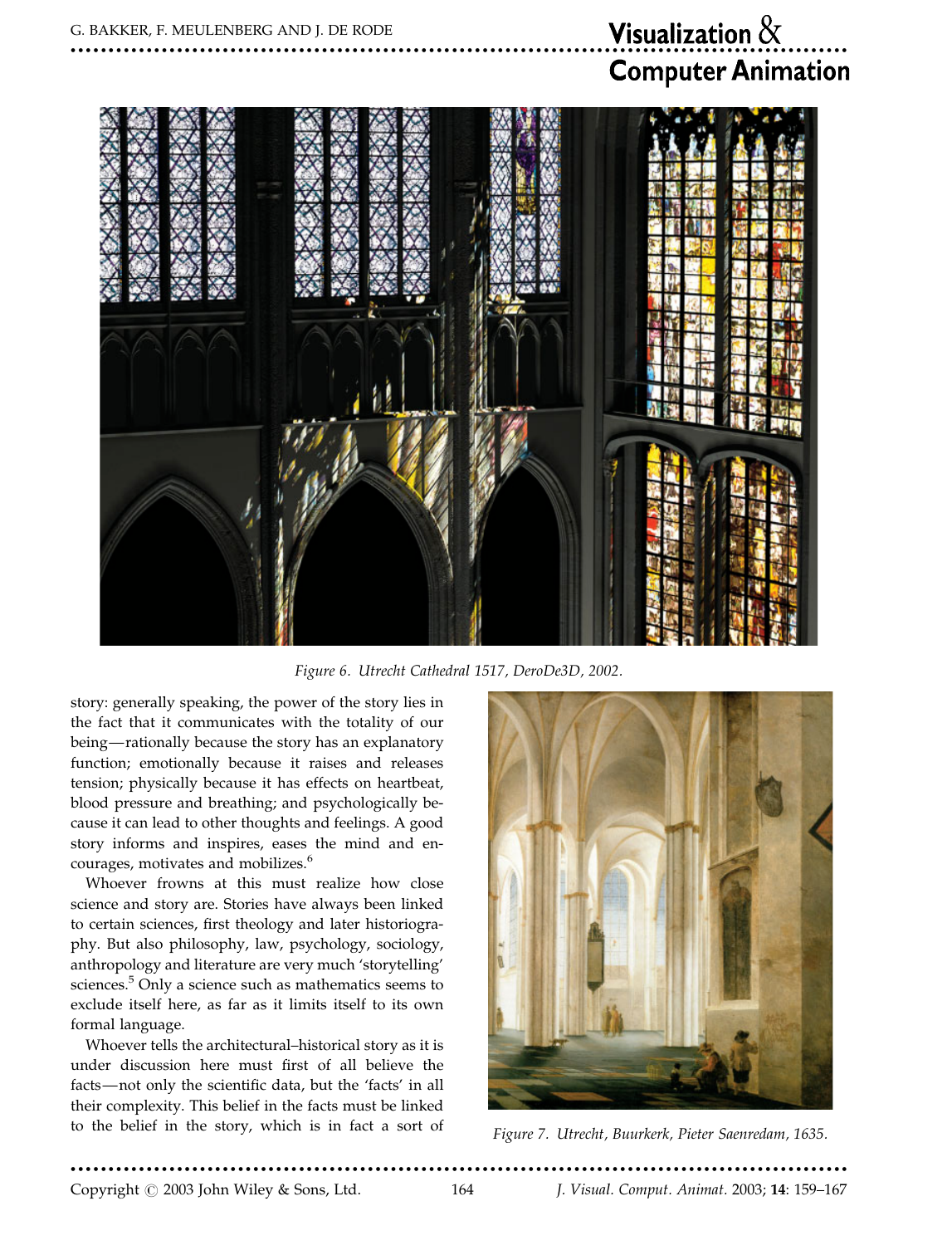*Figure 6. Utrecht Cathedral 1517, DeroDe3D, 2002.*

story: generally speaking, the power of the story lies in the fact that it communicates with the totality of our being—rationally because the story has an explanatory function; emotionally because it raises and releases tension; physically because it has effects on heartbeat, blood pressure and breathing; and psychologically because it can lead to other thoughts and feelings. A good story informs and inspires, eases the mind and encourages, motivates and mobilizes.[6]

Whoever frowns at this must realize how close science and story are. Stories have always been linked to certain sciences, first theology and later historiography. But also philosophy, law, psychology, sociology, anthropology and literature are very much 'storytelling' sciences.[5] Only a science such as mathematics seems to exclude itself here, as far as it limits itself to its own formal language.

Whoever tells the architectural–historical story as it is under discussion here must first of all believe the facts—not only the scientific data, but the 'facts' in all their complexity. This belief in the facts must be linked to the belief in the story, which is in fact a sort of

*Figure 7. Utrecht, Buurkerk, Pieter Saenredam, 1635.*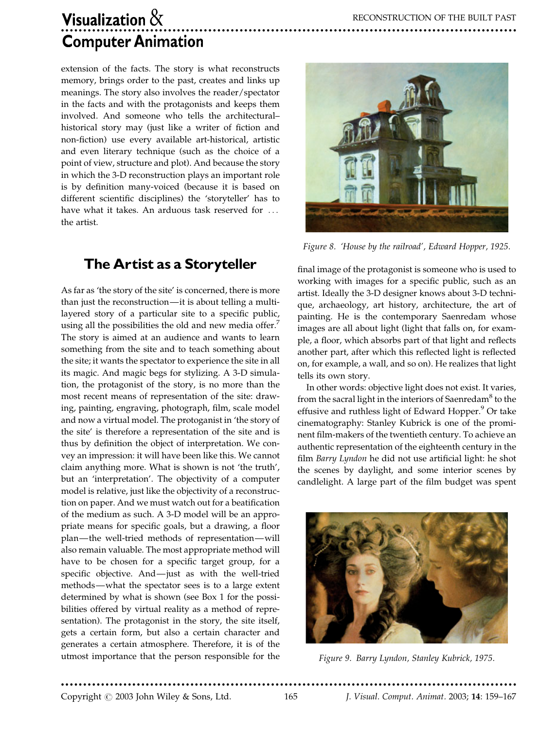extension of the facts. The story is what reconstructs memory, brings order to the past, creates and links up meanings. The story also involves the reader/spectator in the facts and with the protagonists and keeps them involved. And someone who tells the architectural–historical story may (just like a writer of fiction and non-fiction) use every available art-historical, artistic and even literary technique (such as the choice of a point of view, structure and plot). And because the story in which the 3-D reconstruction plays an important role is by definition many-voiced (because it is based on different scientific disciplines) the 'storyteller' has to have what it takes. An arduous task reserved for ... the artist.

## The Artist as a Storyteller

As far as 'the story of the site' is concerned, there is more than just the reconstruction—it is about telling a multi-layered story of a particular site to a specific public, using all the possibilities the old and new media offer.[7] The story is aimed at an audience and wants to learn something from the site and to teach something about the site; it wants the spectator to experience the site in all its magic. And magic begs for stylizing. A 3-D simulation, the protagonist of the story, is no more than the most recent means of representation of the site: drawing, painting, engraving, photograph, film, scale model and now a virtual model. The protoganist in 'the story of the site' is therefore a representation of the site and is thus by definition the object of interpretation. We convey an impression: it will have been like this. We cannot claim anything more. What is shown is not 'the truth', but an 'interpretation'. The objectivity of a computer model is relative, just like the objectivity of a reconstruction on paper. And we must watch out for a beatification of the medium as such. A 3-D model will be an appropriate means for specific goals, but a drawing, a floor plan—the well-tried methods of representation—will also remain valuable. The most appropriate method will have to be chosen for a specific target group, for a specific objective. And—just as with the well-tried methods—what the spectator sees is to a large extent determined by what is shown (see Box 1 for the possibilities offered by virtual reality as a method of representation). The protagonist in the story, the site itself, gets a certain form, but also a certain character and generates a certain atmosphere. Therefore, it is of the utmost importance that the person responsible for the final image of the protagonist is someone who is used to working with images for a specific public, such as an artist. Ideally the 3-D designer knows about 3-D technique, archaeology, art history, architecture, the art of painting. He is the contemporary Saenredam whose images are all about light (light that falls on, for example, a floor, which absorbs part of that light and reflects another part, after which this reflected light is reflected on, for example, a wall, and so on). He realizes that light tells its own story.

Figure 8. 'House by the railroad', Edward Hopper, 1925.

In other words: objective light does not exist. It varies, from the sacral light in the interiors of Saenredam[8] to the effusive and ruthless light of Edward Hopper.[9] Or take cinematography: Stanley Kubrick is one of the prominent film-makers of the twentieth century. To achieve an authentic representation of the eighteenth century in the film *Barry Lyndon* he did not use artificial light: he shot the scenes by daylight, and some interior scenes by candlelight. A large part of the film budget was spent

Figure 9. Barry Lyndon, Stanley Kubrick, 1975.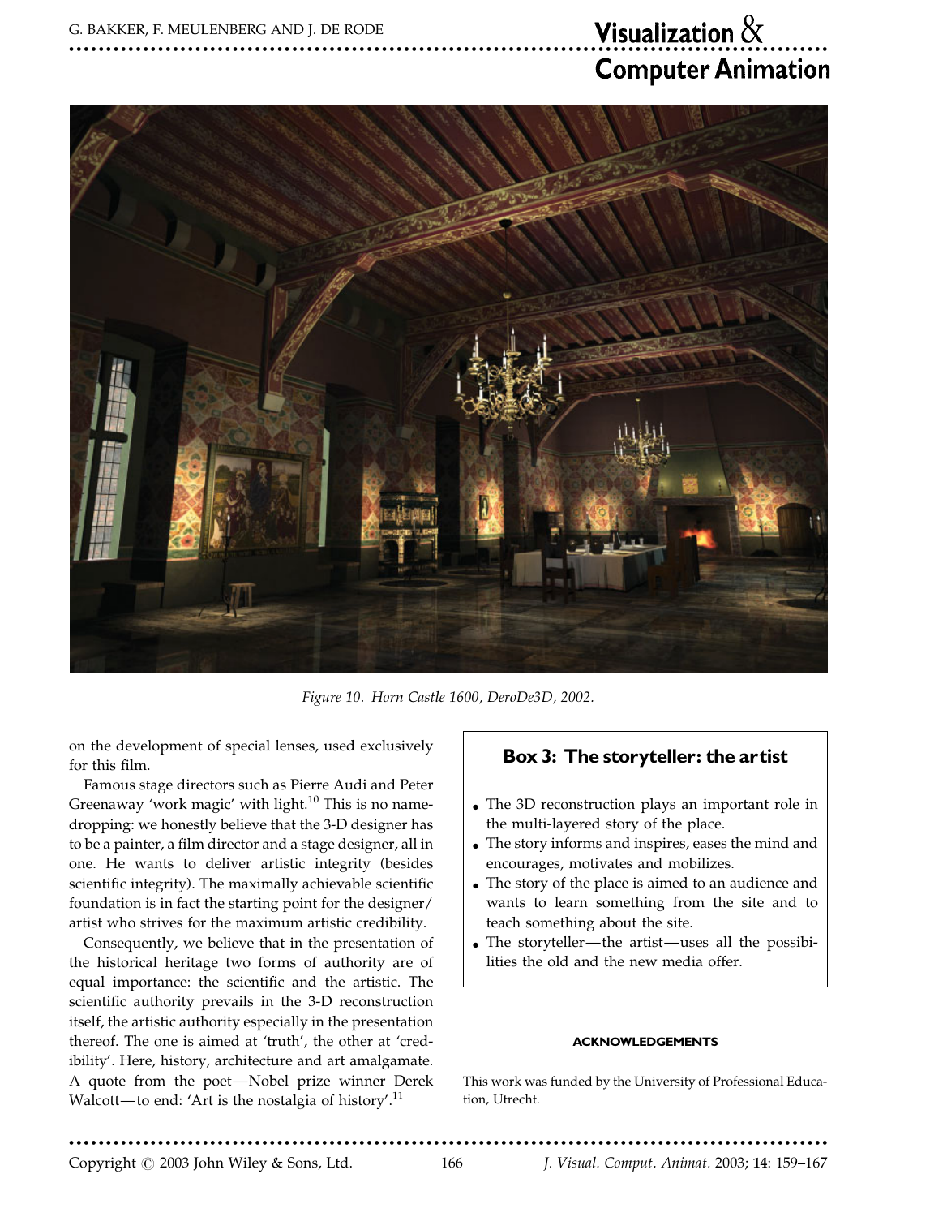*Figure 10. Horn Castle 1600, DeroDe3D, 2002.*

on the development of special lenses, used exclusively for this film.

Famous stage directors such as Pierre Audi and Peter Greenaway 'work magic' with light.[10] This is no name-dropping: we honestly believe that the 3-D designer has to be a painter, a film director and a stage designer, all in one. He wants to deliver artistic integrity (besides scientific integrity). The maximally achievable scientific foundation is in fact the starting point for the designer/artist who strives for the maximum artistic credibility.

Consequently, we believe that in the presentation of the historical heritage two forms of authority are of equal importance: the scientific and the artistic. The scientific authority prevails in the 3-D reconstruction itself, the artistic authority especially in the presentation thereof. The one is aimed at 'truth', the other at 'credibility'. Here, history, architecture and art amalgamate. A quote from the poet—Nobel prize winner Derek Walcott—to end: 'Art is the nostalgia of history'.[11]

> **Box 3: The storyteller: the artist**
>
> - The 3D reconstruction plays an important role in the multi-layered story of the place.
> - The story informs and inspires, eases the mind and encourages, motivates and mobilizes.
> - The story of the place is aimed to an audience and wants to learn something from the site and to teach something about the site.
> - The storyteller—the artist—uses all the possibilities the old and the new media offer.

## ACKNOWLEDGEMENTS

This work was funded by the University of Professional Education, Utrecht.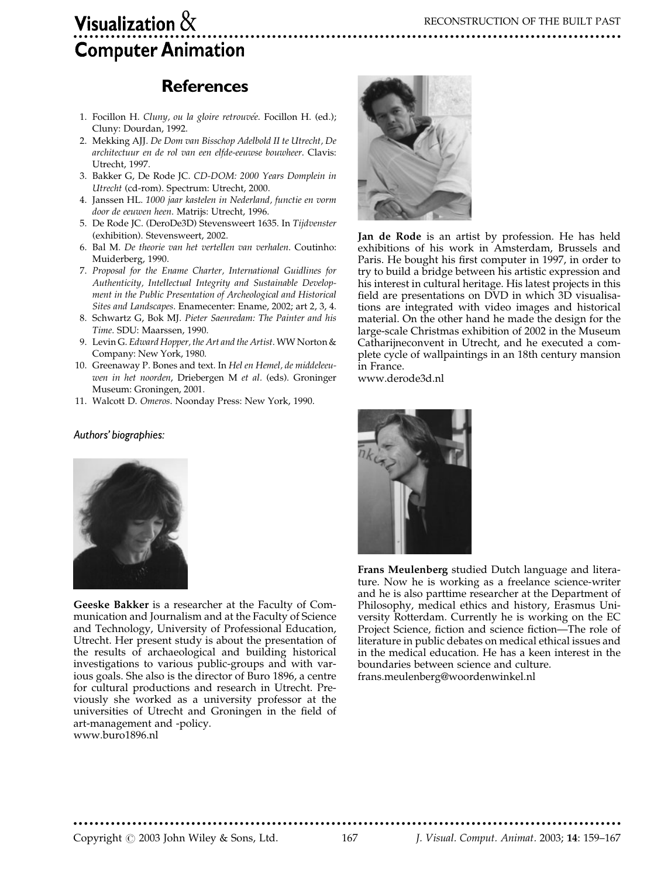## References

1. Focillon H. *Cluny, ou la gloire retrouvée*. Focillon H. (ed.); Cluny: Dourdan, 1992.
2. Mekking AJJ. *De Dom van Bisschop Adelbold II te Utrecht, De architectuur en de rol van een elfde-eeuwse bouwheer*. Clavis: Utrecht, 1997.
3. Bakker G, De Rode JC. *CD-DOM: 2000 Years Domplein in Utrecht* (cd-rom). Spectrum: Utrecht, 2000.
4. Janssen HL. *1000 jaar kastelen in Nederland, functie en vorm door de eeuwen heen*. Matrijs: Utrecht, 1996.
5. De Rode JC. (DeroDe3D) Stevensweert 1635. In *Tijdvenster* (exhibition). Stevensweert, 2002.
6. Bal M. *De theorie van het vertellen van verhalen*. Coutinho: Muiderberg, 1990.
7. *Proposal for the Ename Charter, International Guidlines for Authenticity, Intellectual Integrity and Sustainable Development in the Public Presentation of Archeological and Historical Sites and Landscapes*. Enamecenter: Ename, 2002; art 2, 3, 4.
8. Schwartz G, Bok MJ. *Pieter Saenredam: The Painter and his Time*. SDU: Maarssen, 1990.
9. Levin G. *Edward Hopper, the Art and the Artist*. WW Norton & Company: New York, 1980.
10. Greenaway P. Bones and text. In *Hel en Hemel, de middeleeuwen in het noorden*, Driebergen M *et al*. (eds). Groninger Museum: Groningen, 2001.
11. Walcott D. *Omeros*. Noonday Press: New York, 1990.

*Authors' biographies:*

**Geeske Bakker** is a researcher at the Faculty of Communication and Journalism and at the Faculty of Science and Technology, University of Professional Education, Utrecht. Her present study is about the presentation of the results of archaeological and building historical investigations to various public-groups and with various goals. She also is the director of Buro 1896, a centre for cultural productions and research in Utrecht. Previously she worked as a university professor at the universities of Utrecht and Groningen in the field of art-management and -policy.
www.buro1896.nl

**Jan de Rode** is an artist by profession. He has held exhibitions of his work in Amsterdam, Brussels and Paris. He bought his first computer in 1997, in order to try to build a bridge between his artistic expression and his interest in cultural heritage. His latest projects in this field are presentations on DVD in which 3D visualisations are integrated with video images and historical material. On the other hand he made the design for the large-scale Christmas exhibition of 2002 in the Museum Catharijneconvent in Utrecht, and he executed a complete cycle of wallpaintings in an 18th century mansion in France.
www.derode3d.nl

**Frans Meulenberg** studied Dutch language and literature. Now he is working as a freelance science-writer and he is also parttime researcher at the Department of Philosophy, medical ethics and history, Erasmus University Rotterdam. Currently he is working on the EC Project Science, fiction and science fiction—The role of literature in public debates on medical ethical issues and in the medical education. He has a keen interest in the boundaries between science and culture.
frans.meulenberg@woordenwinkel.nl